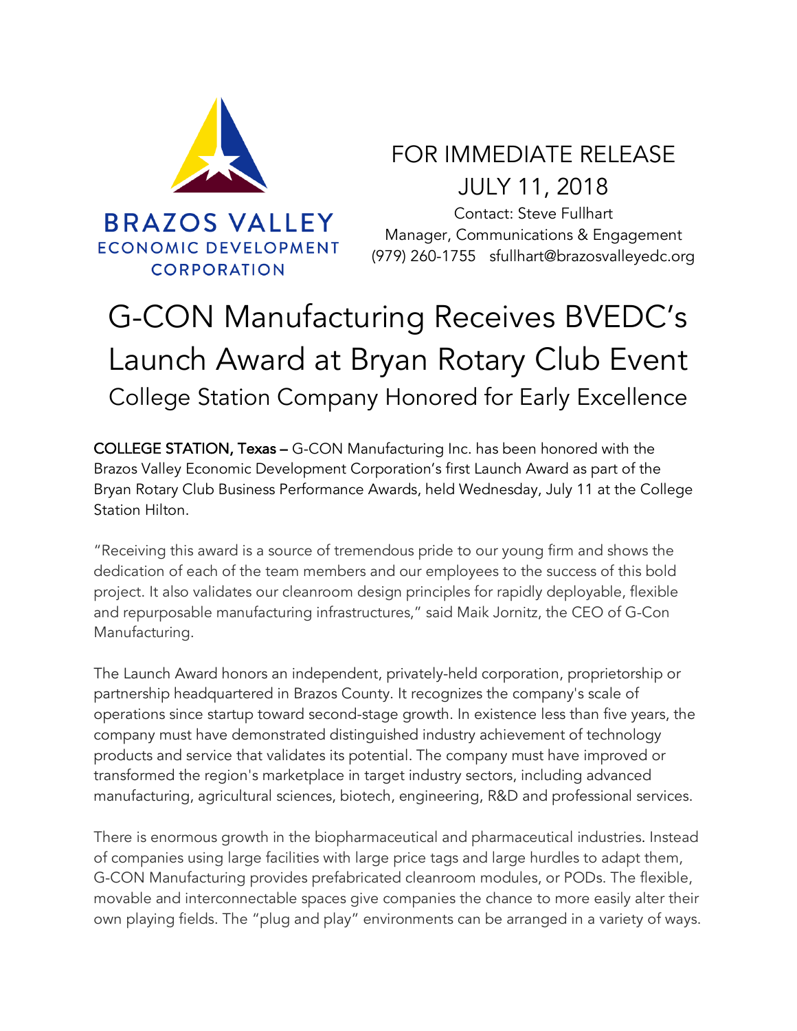BRAZOS VALLEY
ECONOMIC DEVELOPMENT
CORPORATION

FOR IMMEDIATE RELEASE
JULY 11, 2018

Contact: Steve Fullhart
Manager, Communications & Engagement
(979) 260-1755 sfullhart@brazosvalleyedc.org

# G-CON Manufacturing Receives BVEDC's Launch Award at Bryan Rotary Club Event

## College Station Company Honored for Early Excellence

**COLLEGE STATION, Texas –** G-CON Manufacturing Inc. has been honored with the Brazos Valley Economic Development Corporation's first Launch Award as part of the Bryan Rotary Club Business Performance Awards, held Wednesday, July 11 at the College Station Hilton.

"Receiving this award is a source of tremendous pride to our young firm and shows the dedication of each of the team members and our employees to the success of this bold project. It also validates our cleanroom design principles for rapidly deployable, flexible and repurposable manufacturing infrastructures," said Maik Jornitz, the CEO of G-Con Manufacturing.

The Launch Award honors an independent, privately-held corporation, proprietorship or partnership headquartered in Brazos County. It recognizes the company's scale of operations since startup toward second-stage growth. In existence less than five years, the company must have demonstrated distinguished industry achievement of technology products and service that validates its potential. The company must have improved or transformed the region's marketplace in target industry sectors, including advanced manufacturing, agricultural sciences, biotech, engineering, R&D and professional services.

There is enormous growth in the biopharmaceutical and pharmaceutical industries. Instead of companies using large facilities with large price tags and large hurdles to adapt them, G-CON Manufacturing provides prefabricated cleanroom modules, or PODs. The flexible, movable and interconnectable spaces give companies the chance to more easily alter their own playing fields. The "plug and play" environments can be arranged in a variety of ways.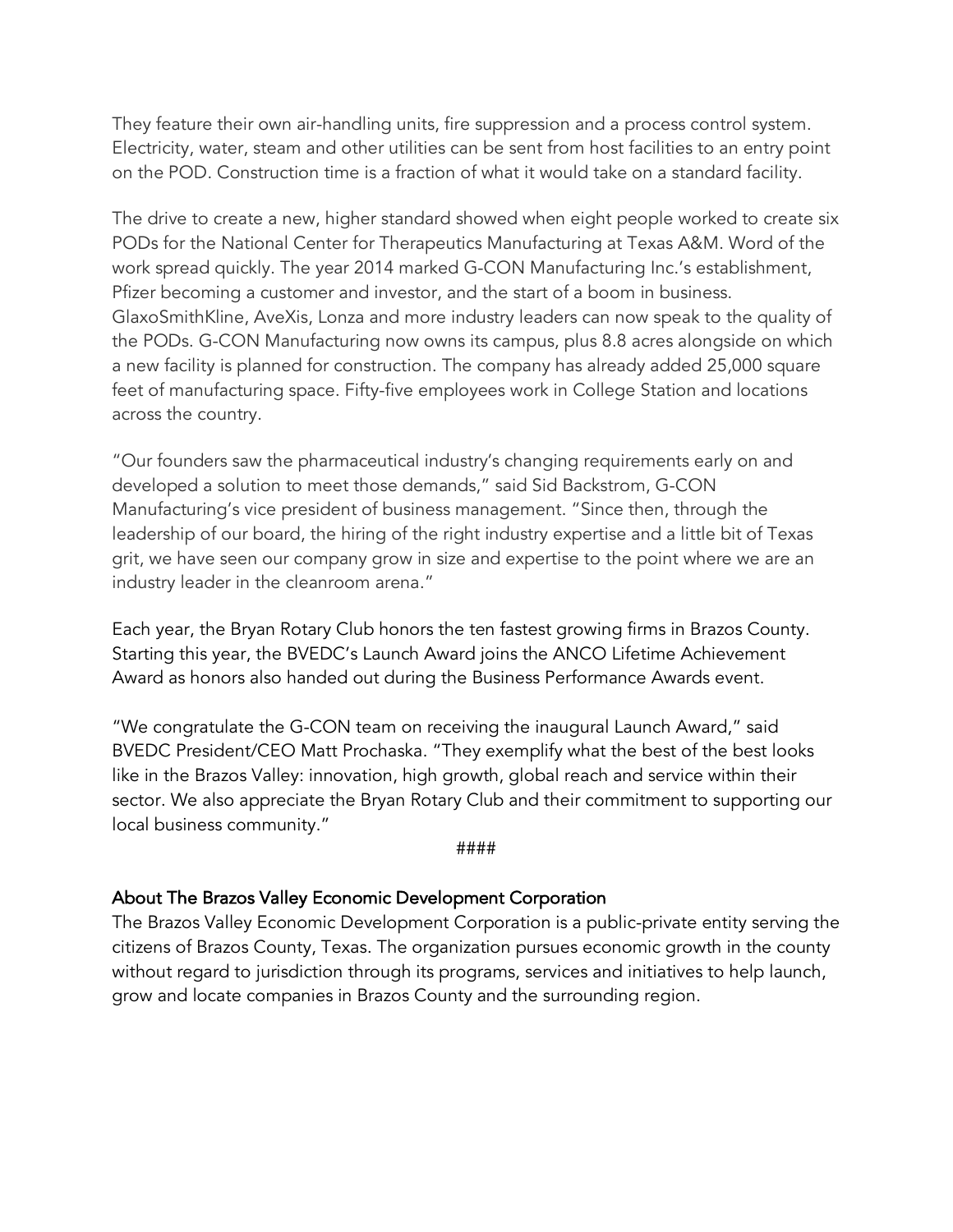They feature their own air-handling units, fire suppression and a process control system. Electricity, water, steam and other utilities can be sent from host facilities to an entry point on the POD. Construction time is a fraction of what it would take on a standard facility.

The drive to create a new, higher standard showed when eight people worked to create six PODs for the National Center for Therapeutics Manufacturing at Texas A&M. Word of the work spread quickly. The year 2014 marked G-CON Manufacturing Inc.'s establishment, Pfizer becoming a customer and investor, and the start of a boom in business. GlaxoSmithKline, AveXis, Lonza and more industry leaders can now speak to the quality of the PODs. G-CON Manufacturing now owns its campus, plus 8.8 acres alongside on which a new facility is planned for construction. The company has already added 25,000 square feet of manufacturing space. Fifty-five employees work in College Station and locations across the country.

"Our founders saw the pharmaceutical industry's changing requirements early on and developed a solution to meet those demands," said Sid Backstrom, G-CON Manufacturing's vice president of business management. "Since then, through the leadership of our board, the hiring of the right industry expertise and a little bit of Texas grit, we have seen our company grow in size and expertise to the point where we are an industry leader in the cleanroom arena."

Each year, the Bryan Rotary Club honors the ten fastest growing firms in Brazos County. Starting this year, the BVEDC's Launch Award joins the ANCO Lifetime Achievement Award as honors also handed out during the Business Performance Awards event.

"We congratulate the G-CON team on receiving the inaugural Launch Award," said BVEDC President/CEO Matt Prochaska. "They exemplify what the best of the best looks like in the Brazos Valley: innovation, high growth, global reach and service within their sector. We also appreciate the Bryan Rotary Club and their commitment to supporting our local business community."

####

## About The Brazos Valley Economic Development Corporation

The Brazos Valley Economic Development Corporation is a public-private entity serving the citizens of Brazos County, Texas. The organization pursues economic growth in the county without regard to jurisdiction through its programs, services and initiatives to help launch, grow and locate companies in Brazos County and the surrounding region.